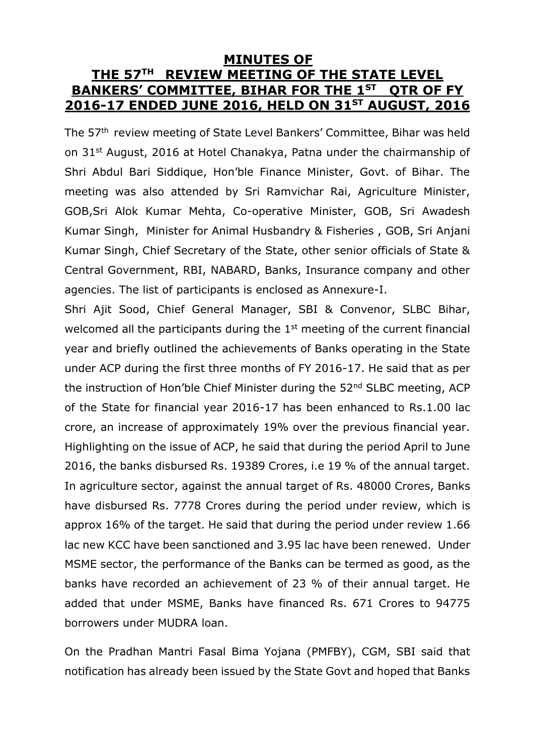# MINUTES OF THE 57TH REVIEW MEETING OF THE STATE LEVEL BANKERS' COMMITTEE, BIHAR FOR THE 1ST QTR OF FY 2016-17 ENDED JUNE 2016, HELD ON 31ST AUGUST, 2016

The 57th review meeting of State Level Bankers' Committee, Bihar was held on 31st August, 2016 at Hotel Chanakya, Patna under the chairmanship of Shri Abdul Bari Siddique, Hon'ble Finance Minister, Govt. of Bihar. The meeting was also attended by Sri Ramvichar Rai, Agriculture Minister, GOB,Sri Alok Kumar Mehta, Co-operative Minister, GOB, Sri Awadesh Kumar Singh, Minister for Animal Husbandry & Fisheries , GOB, Sri Anjani Kumar Singh, Chief Secretary of the State, other senior officials of State & Central Government, RBI, NABARD, Banks, Insurance company and other agencies. The list of participants is enclosed as Annexure-I.

Shri Ajit Sood, Chief General Manager, SBI & Convenor, SLBC Bihar, welcomed all the participants during the 1st meeting of the current financial year and briefly outlined the achievements of Banks operating in the State under ACP during the first three months of FY 2016-17. He said that as per the instruction of Hon'ble Chief Minister during the 52nd SLBC meeting, ACP of the State for financial year 2016-17 has been enhanced to Rs.1.00 lac crore, an increase of approximately 19% over the previous financial year. Highlighting on the issue of ACP, he said that during the period April to June 2016, the banks disbursed Rs. 19389 Crores, i.e 19 % of the annual target. In agriculture sector, against the annual target of Rs. 48000 Crores, Banks have disbursed Rs. 7778 Crores during the period under review, which is approx 16% of the target. He said that during the period under review 1.66 lac new KCC have been sanctioned and 3.95 lac have been renewed. Under MSME sector, the performance of the Banks can be termed as good, as the banks have recorded an achievement of 23 % of their annual target. He added that under MSME, Banks have financed Rs. 671 Crores to 94775 borrowers under MUDRA loan.

On the Pradhan Mantri Fasal Bima Yojana (PMFBY), CGM, SBI said that notification has already been issued by the State Govt and hoped that Banks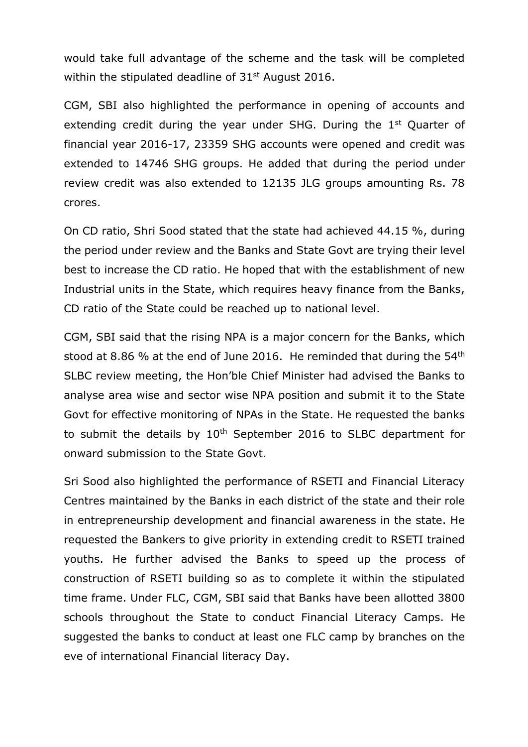would take full advantage of the scheme and the task will be completed within the stipulated deadline of 31st August 2016.

CGM, SBI also highlighted the performance in opening of accounts and extending credit during the year under SHG. During the 1st Quarter of financial year 2016-17, 23359 SHG accounts were opened and credit was extended to 14746 SHG groups. He added that during the period under review credit was also extended to 12135 JLG groups amounting Rs. 78 crores.

On CD ratio, Shri Sood stated that the state had achieved 44.15 %, during the period under review and the Banks and State Govt are trying their level best to increase the CD ratio. He hoped that with the establishment of new Industrial units in the State, which requires heavy finance from the Banks, CD ratio of the State could be reached up to national level.

CGM, SBI said that the rising NPA is a major concern for the Banks, which stood at 8.86 % at the end of June 2016. He reminded that during the 54th SLBC review meeting, the Hon'ble Chief Minister had advised the Banks to analyse area wise and sector wise NPA position and submit it to the State Govt for effective monitoring of NPAs in the State. He requested the banks to submit the details by 10th September 2016 to SLBC department for onward submission to the State Govt.

Sri Sood also highlighted the performance of RSETI and Financial Literacy Centres maintained by the Banks in each district of the state and their role in entrepreneurship development and financial awareness in the state. He requested the Bankers to give priority in extending credit to RSETI trained youths. He further advised the Banks to speed up the process of construction of RSETI building so as to complete it within the stipulated time frame. Under FLC, CGM, SBI said that Banks have been allotted 3800 schools throughout the State to conduct Financial Literacy Camps. He suggested the banks to conduct at least one FLC camp by branches on the eve of international Financial literacy Day.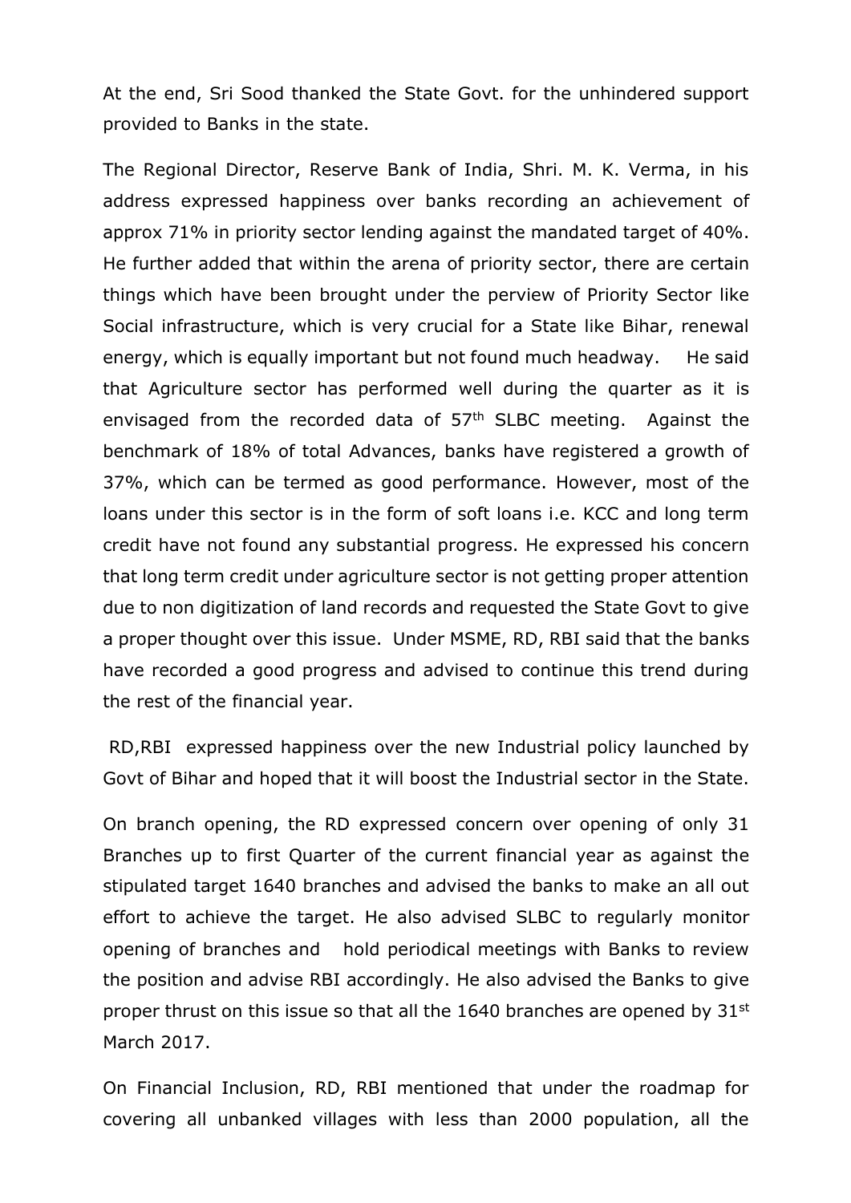At the end, Sri Sood thanked the State Govt. for the unhindered support provided to Banks in the state.

The Regional Director, Reserve Bank of India, Shri. M. K. Verma, in his address expressed happiness over banks recording an achievement of approx 71% in priority sector lending against the mandated target of 40%. He further added that within the arena of priority sector, there are certain things which have been brought under the perview of Priority Sector like Social infrastructure, which is very crucial for a State like Bihar, renewal energy, which is equally important but not found much headway. He said that Agriculture sector has performed well during the quarter as it is envisaged from the recorded data of 57th SLBC meeting. Against the benchmark of 18% of total Advances, banks have registered a growth of 37%, which can be termed as good performance. However, most of the loans under this sector is in the form of soft loans i.e. KCC and long term credit have not found any substantial progress. He expressed his concern that long term credit under agriculture sector is not getting proper attention due to non digitization of land records and requested the State Govt to give a proper thought over this issue. Under MSME, RD, RBI said that the banks have recorded a good progress and advised to continue this trend during the rest of the financial year.

RD,RBI expressed happiness over the new Industrial policy launched by Govt of Bihar and hoped that it will boost the Industrial sector in the State.

On branch opening, the RD expressed concern over opening of only 31 Branches up to first Quarter of the current financial year as against the stipulated target 1640 branches and advised the banks to make an all out effort to achieve the target. He also advised SLBC to regularly monitor opening of branches and hold periodical meetings with Banks to review the position and advise RBI accordingly. He also advised the Banks to give proper thrust on this issue so that all the 1640 branches are opened by 31st March 2017.

On Financial Inclusion, RD, RBI mentioned that under the roadmap for covering all unbanked villages with less than 2000 population, all the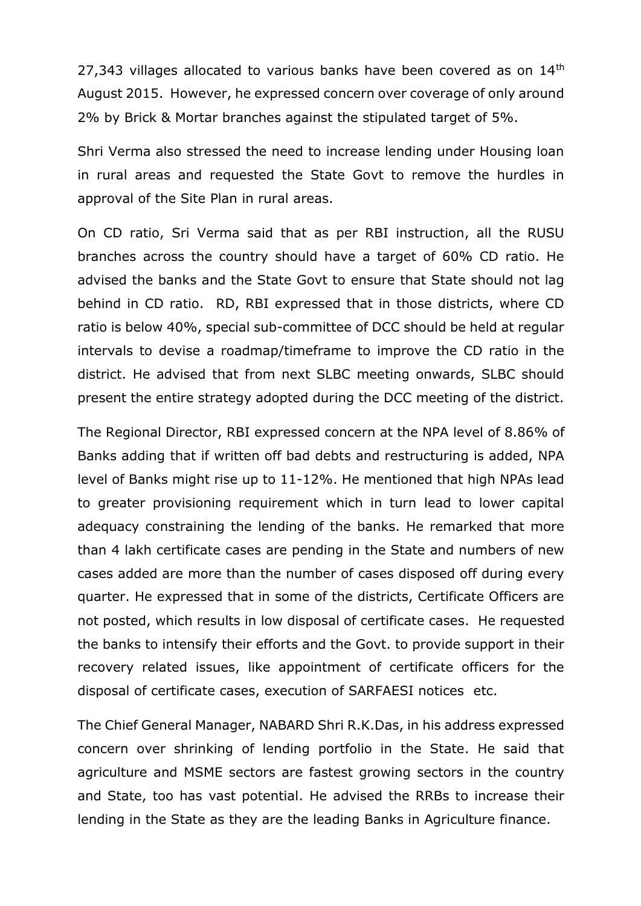27,343 villages allocated to various banks have been covered as on 14th August 2015. However, he expressed concern over coverage of only around 2% by Brick & Mortar branches against the stipulated target of 5%.

Shri Verma also stressed the need to increase lending under Housing loan in rural areas and requested the State Govt to remove the hurdles in approval of the Site Plan in rural areas.

On CD ratio, Sri Verma said that as per RBI instruction, all the RUSU branches across the country should have a target of 60% CD ratio. He advised the banks and the State Govt to ensure that State should not lag behind in CD ratio. RD, RBI expressed that in those districts, where CD ratio is below 40%, special sub-committee of DCC should be held at regular intervals to devise a roadmap/timeframe to improve the CD ratio in the district. He advised that from next SLBC meeting onwards, SLBC should present the entire strategy adopted during the DCC meeting of the district.

The Regional Director, RBI expressed concern at the NPA level of 8.86% of Banks adding that if written off bad debts and restructuring is added, NPA level of Banks might rise up to 11-12%. He mentioned that high NPAs lead to greater provisioning requirement which in turn lead to lower capital adequacy constraining the lending of the banks. He remarked that more than 4 lakh certificate cases are pending in the State and numbers of new cases added are more than the number of cases disposed off during every quarter. He expressed that in some of the districts, Certificate Officers are not posted, which results in low disposal of certificate cases. He requested the banks to intensify their efforts and the Govt. to provide support in their recovery related issues, like appointment of certificate officers for the disposal of certificate cases, execution of SARFAESI notices etc.

The Chief General Manager, NABARD Shri R.K.Das, in his address expressed concern over shrinking of lending portfolio in the State. He said that agriculture and MSME sectors are fastest growing sectors in the country and State, too has vast potential. He advised the RRBs to increase their lending in the State as they are the leading Banks in Agriculture finance.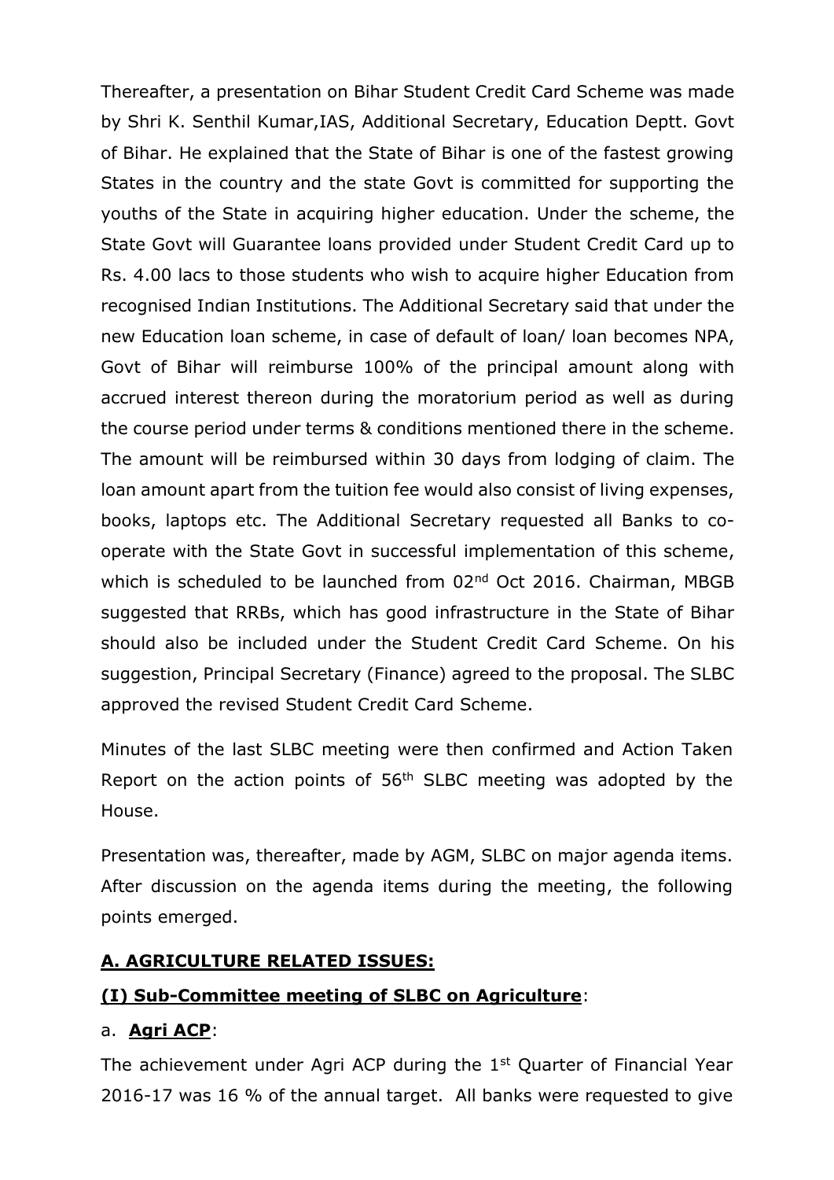Thereafter, a presentation on Bihar Student Credit Card Scheme was made by Shri K. Senthil Kumar,IAS, Additional Secretary, Education Deptt. Govt of Bihar. He explained that the State of Bihar is one of the fastest growing States in the country and the state Govt is committed for supporting the youths of the State in acquiring higher education. Under the scheme, the State Govt will Guarantee loans provided under Student Credit Card up to Rs. 4.00 lacs to those students who wish to acquire higher Education from recognised Indian Institutions. The Additional Secretary said that under the new Education loan scheme, in case of default of loan/ loan becomes NPA, Govt of Bihar will reimburse 100% of the principal amount along with accrued interest thereon during the moratorium period as well as during the course period under terms & conditions mentioned there in the scheme. The amount will be reimbursed within 30 days from lodging of claim. The loan amount apart from the tuition fee would also consist of living expenses, books, laptops etc. The Additional Secretary requested all Banks to co-operate with the State Govt in successful implementation of this scheme, which is scheduled to be launched from 02nd Oct 2016. Chairman, MBGB suggested that RRBs, which has good infrastructure in the State of Bihar should also be included under the Student Credit Card Scheme. On his suggestion, Principal Secretary (Finance) agreed to the proposal. The SLBC approved the revised Student Credit Card Scheme.

Minutes of the last SLBC meeting were then confirmed and Action Taken Report on the action points of 56th SLBC meeting was adopted by the House.

Presentation was, thereafter, made by AGM, SLBC on major agenda items. After discussion on the agenda items during the meeting, the following points emerged.

**A. AGRICULTURE RELATED ISSUES:**

**(I) Sub-Committee meeting of SLBC on Agriculture**:

a. **Agri ACP**:

The achievement under Agri ACP during the 1st Quarter of Financial Year 2016-17 was 16 % of the annual target. All banks were requested to give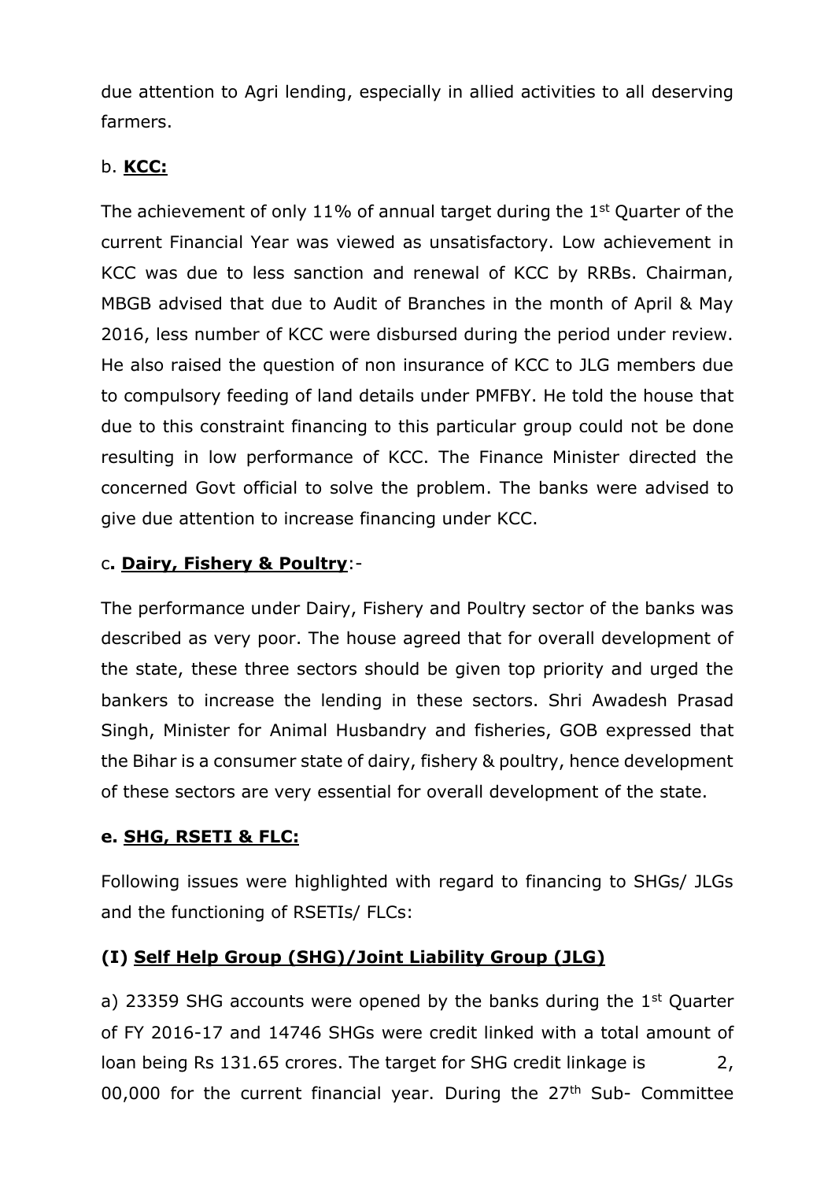due attention to Agri lending, especially in allied activities to all deserving farmers.

b. **KCC:**

The achievement of only 11% of annual target during the 1st Quarter of the current Financial Year was viewed as unsatisfactory. Low achievement in KCC was due to less sanction and renewal of KCC by RRBs. Chairman, MBGB advised that due to Audit of Branches in the month of April & May 2016, less number of KCC were disbursed during the period under review. He also raised the question of non insurance of KCC to JLG members due to compulsory feeding of land details under PMFBY. He told the house that due to this constraint financing to this particular group could not be done resulting in low performance of KCC. The Finance Minister directed the concerned Govt official to solve the problem. The banks were advised to give due attention to increase financing under KCC.

c**. Dairy, Fishery & Poultry**:-

The performance under Dairy, Fishery and Poultry sector of the banks was described as very poor. The house agreed that for overall development of the state, these three sectors should be given top priority and urged the bankers to increase the lending in these sectors. Shri Awadesh Prasad Singh, Minister for Animal Husbandry and fisheries, GOB expressed that the Bihar is a consumer state of dairy, fishery & poultry, hence development of these sectors are very essential for overall development of the state.

**e. SHG, RSETI & FLC:**

Following issues were highlighted with regard to financing to SHGs/ JLGs and the functioning of RSETIs/ FLCs:

**(I) Self Help Group (SHG)/Joint Liability Group (JLG)**

a) 23359 SHG accounts were opened by the banks during the 1st Quarter of FY 2016-17 and 14746 SHGs were credit linked with a total amount of loan being Rs 131.65 crores. The target for SHG credit linkage is 2, 00,000 for the current financial year. During the 27th Sub- Committee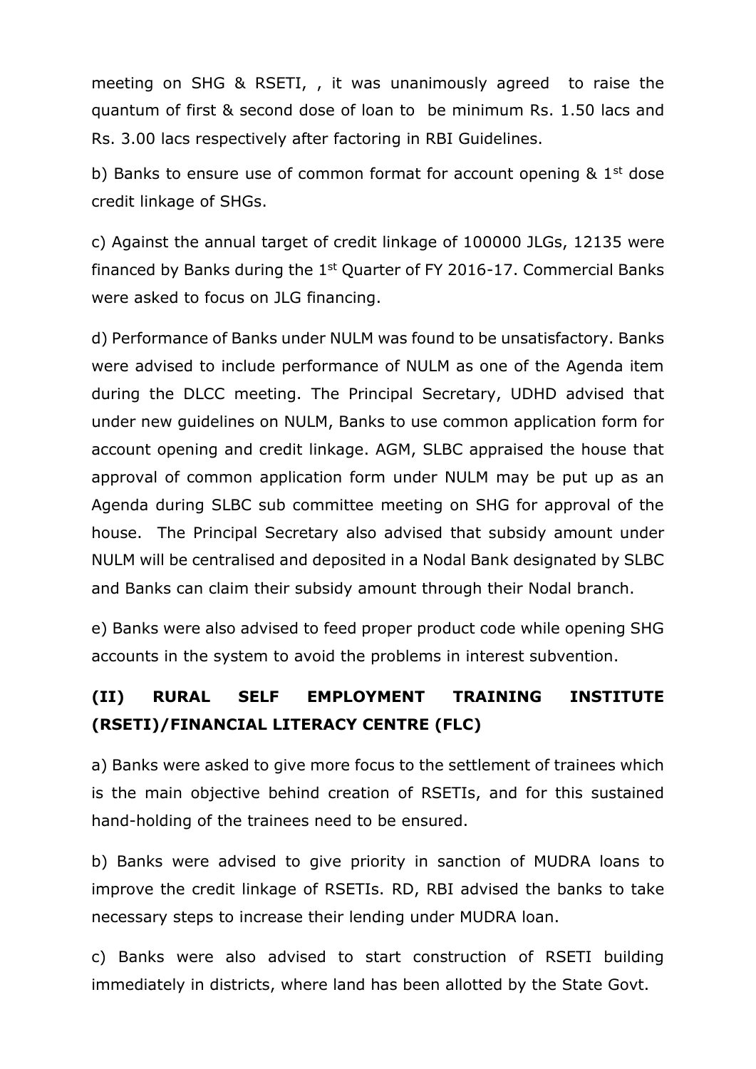meeting on SHG & RSETI, , it was unanimously agreed to raise the quantum of first & second dose of loan to be minimum Rs. 1.50 lacs and Rs. 3.00 lacs respectively after factoring in RBI Guidelines.

b) Banks to ensure use of common format for account opening & 1st dose credit linkage of SHGs.

c) Against the annual target of credit linkage of 100000 JLGs, 12135 were financed by Banks during the 1st Quarter of FY 2016-17. Commercial Banks were asked to focus on JLG financing.

d) Performance of Banks under NULM was found to be unsatisfactory. Banks were advised to include performance of NULM as one of the Agenda item during the DLCC meeting. The Principal Secretary, UDHD advised that under new guidelines on NULM, Banks to use common application form for account opening and credit linkage. AGM, SLBC appraised the house that approval of common application form under NULM may be put up as an Agenda during SLBC sub committee meeting on SHG for approval of the house. The Principal Secretary also advised that subsidy amount under NULM will be centralised and deposited in a Nodal Bank designated by SLBC and Banks can claim their subsidy amount through their Nodal branch.

e) Banks were also advised to feed proper product code while opening SHG accounts in the system to avoid the problems in interest subvention.

### (II) RURAL SELF EMPLOYMENT TRAINING INSTITUTE (RSETI)/FINANCIAL LITERACY CENTRE (FLC)

a) Banks were asked to give more focus to the settlement of trainees which is the main objective behind creation of RSETIs, and for this sustained hand-holding of the trainees need to be ensured.

b) Banks were advised to give priority in sanction of MUDRA loans to improve the credit linkage of RSETIs. RD, RBI advised the banks to take necessary steps to increase their lending under MUDRA loan.

c) Banks were also advised to start construction of RSETI building immediately in districts, where land has been allotted by the State Govt.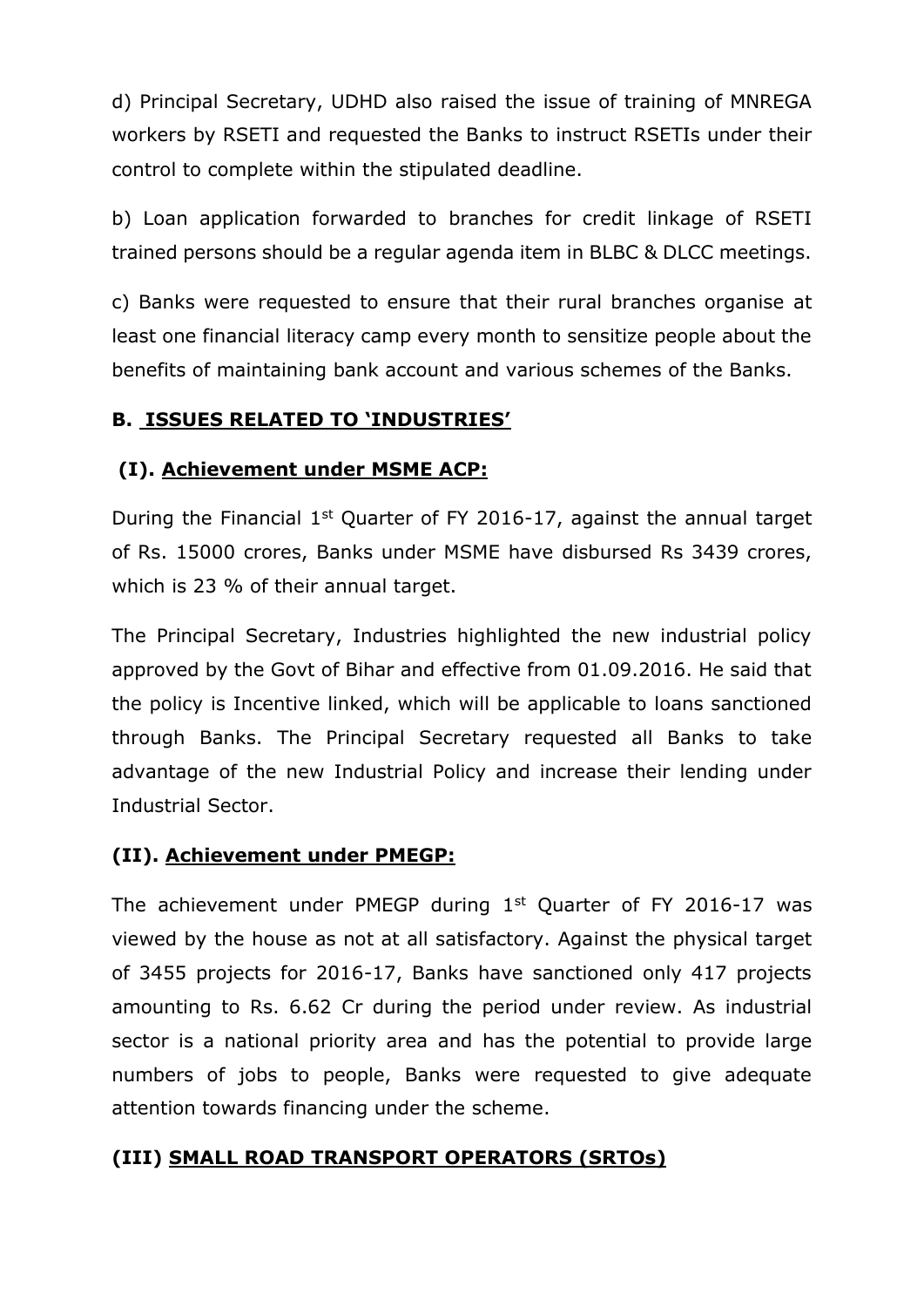d) Principal Secretary, UDHD also raised the issue of training of MNREGA workers by RSETI and requested the Banks to instruct RSETIs under their control to complete within the stipulated deadline.

b) Loan application forwarded to branches for credit linkage of RSETI trained persons should be a regular agenda item in BLBC & DLCC meetings.

c) Banks were requested to ensure that their rural branches organise at least one financial literacy camp every month to sensitize people about the benefits of maintaining bank account and various schemes of the Banks.

## B. ISSUES RELATED TO 'INDUSTRIES'

### (I). Achievement under MSME ACP:

During the Financial 1st Quarter of FY 2016-17, against the annual target of Rs. 15000 crores, Banks under MSME have disbursed Rs 3439 crores, which is 23 % of their annual target.

The Principal Secretary, Industries highlighted the new industrial policy approved by the Govt of Bihar and effective from 01.09.2016. He said that the policy is Incentive linked, which will be applicable to loans sanctioned through Banks. The Principal Secretary requested all Banks to take advantage of the new Industrial Policy and increase their lending under Industrial Sector.

### (II). Achievement under PMEGP:

The achievement under PMEGP during 1st Quarter of FY 2016-17 was viewed by the house as not at all satisfactory. Against the physical target of 3455 projects for 2016-17, Banks have sanctioned only 417 projects amounting to Rs. 6.62 Cr during the period under review. As industrial sector is a national priority area and has the potential to provide large numbers of jobs to people, Banks were requested to give adequate attention towards financing under the scheme.

### (III) SMALL ROAD TRANSPORT OPERATORS (SRTOs)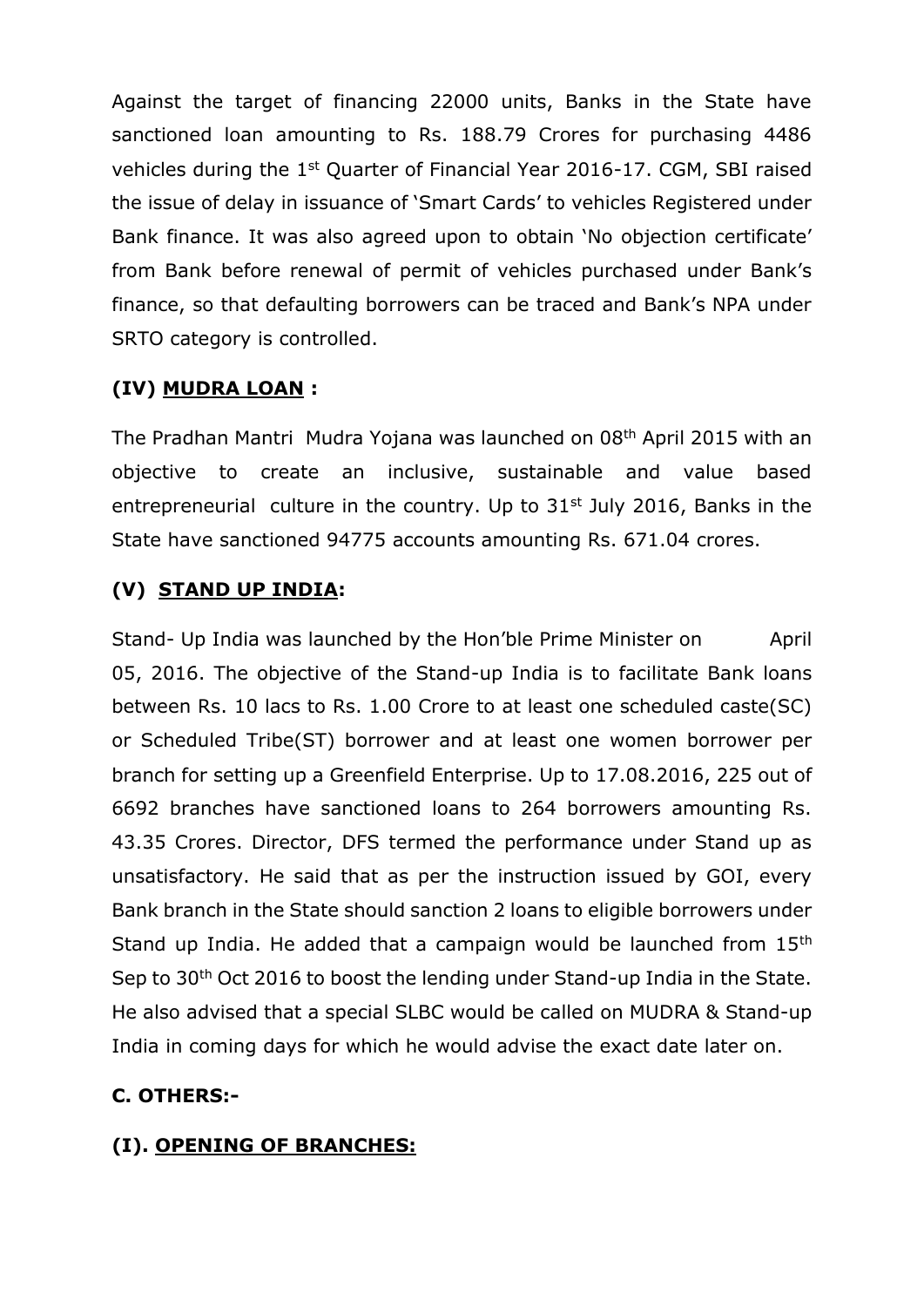Against the target of financing 22000 units, Banks in the State have sanctioned loan amounting to Rs. 188.79 Crores for purchasing 4486 vehicles during the 1st Quarter of Financial Year 2016-17. CGM, SBI raised the issue of delay in issuance of 'Smart Cards' to vehicles Registered under Bank finance. It was also agreed upon to obtain 'No objection certificate' from Bank before renewal of permit of vehicles purchased under Bank's finance, so that defaulting borrowers can be traced and Bank's NPA under SRTO category is controlled.

**(IV) MUDRA LOAN :**

The Pradhan Mantri Mudra Yojana was launched on 08th April 2015 with an objective to create an inclusive, sustainable and value based entrepreneurial culture in the country. Up to 31st July 2016, Banks in the State have sanctioned 94775 accounts amounting Rs. 671.04 crores.

**(V) STAND UP INDIA:**

Stand- Up India was launched by the Hon'ble Prime Minister on April 05, 2016. The objective of the Stand-up India is to facilitate Bank loans between Rs. 10 lacs to Rs. 1.00 Crore to at least one scheduled caste(SC) or Scheduled Tribe(ST) borrower and at least one women borrower per branch for setting up a Greenfield Enterprise. Up to 17.08.2016, 225 out of 6692 branches have sanctioned loans to 264 borrowers amounting Rs. 43.35 Crores. Director, DFS termed the performance under Stand up as unsatisfactory. He said that as per the instruction issued by GOI, every Bank branch in the State should sanction 2 loans to eligible borrowers under Stand up India. He added that a campaign would be launched from 15th Sep to 30th Oct 2016 to boost the lending under Stand-up India in the State. He also advised that a special SLBC would be called on MUDRA & Stand-up India in coming days for which he would advise the exact date later on.

**C. OTHERS:-**

**(I). OPENING OF BRANCHES:**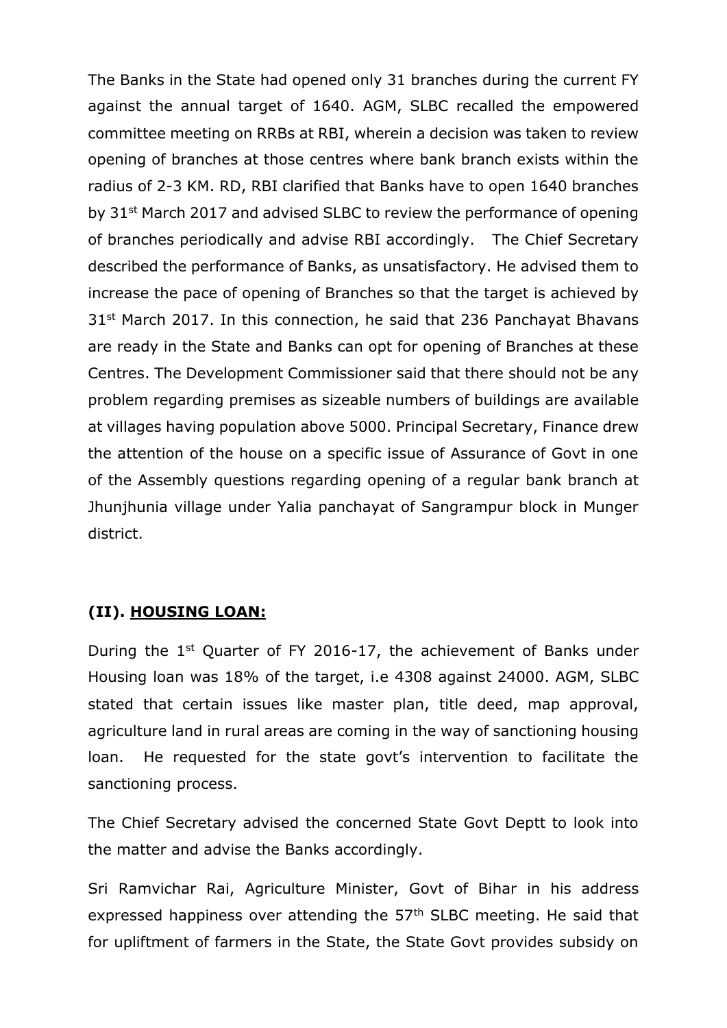The Banks in the State had opened only 31 branches during the current FY against the annual target of 1640. AGM, SLBC recalled the empowered committee meeting on RRBs at RBI, wherein a decision was taken to review opening of branches at those centres where bank branch exists within the radius of 2-3 KM. RD, RBI clarified that Banks have to open 1640 branches by 31st March 2017 and advised SLBC to review the performance of opening of branches periodically and advise RBI accordingly. The Chief Secretary described the performance of Banks, as unsatisfactory. He advised them to increase the pace of opening of Branches so that the target is achieved by 31st March 2017. In this connection, he said that 236 Panchayat Bhavans are ready in the State and Banks can opt for opening of Branches at these Centres. The Development Commissioner said that there should not be any problem regarding premises as sizeable numbers of buildings are available at villages having population above 5000. Principal Secretary, Finance drew the attention of the house on a specific issue of Assurance of Govt in one of the Assembly questions regarding opening of a regular bank branch at Jhunjhunia village under Yalia panchayat of Sangrampur block in Munger district.

### (II). HOUSING LOAN:

During the 1st Quarter of FY 2016-17, the achievement of Banks under Housing loan was 18% of the target, i.e 4308 against 24000. AGM, SLBC stated that certain issues like master plan, title deed, map approval, agriculture land in rural areas are coming in the way of sanctioning housing loan. He requested for the state govt's intervention to facilitate the sanctioning process.

The Chief Secretary advised the concerned State Govt Deptt to look into the matter and advise the Banks accordingly.

Sri Ramvichar Rai, Agriculture Minister, Govt of Bihar in his address expressed happiness over attending the 57th SLBC meeting. He said that for upliftment of farmers in the State, the State Govt provides subsidy on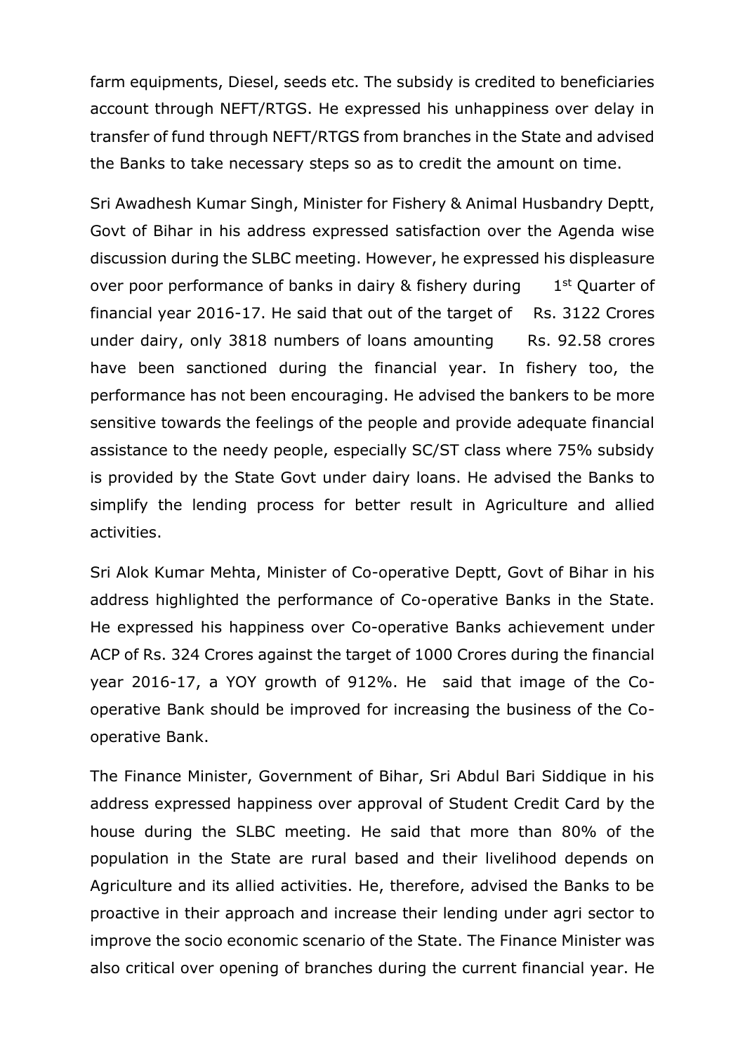farm equipments, Diesel, seeds etc. The subsidy is credited to beneficiaries account through NEFT/RTGS. He expressed his unhappiness over delay in transfer of fund through NEFT/RTGS from branches in the State and advised the Banks to take necessary steps so as to credit the amount on time.

Sri Awadhesh Kumar Singh, Minister for Fishery & Animal Husbandry Deptt, Govt of Bihar in his address expressed satisfaction over the Agenda wise discussion during the SLBC meeting. However, he expressed his displeasure over poor performance of banks in dairy & fishery during 1st Quarter of financial year 2016-17. He said that out of the target of Rs. 3122 Crores under dairy, only 3818 numbers of loans amounting Rs. 92.58 crores have been sanctioned during the financial year. In fishery too, the performance has not been encouraging. He advised the bankers to be more sensitive towards the feelings of the people and provide adequate financial assistance to the needy people, especially SC/ST class where 75% subsidy is provided by the State Govt under dairy loans. He advised the Banks to simplify the lending process for better result in Agriculture and allied activities.

Sri Alok Kumar Mehta, Minister of Co-operative Deptt, Govt of Bihar in his address highlighted the performance of Co-operative Banks in the State. He expressed his happiness over Co-operative Banks achievement under ACP of Rs. 324 Crores against the target of 1000 Crores during the financial year 2016-17, a YOY growth of 912%. He said that image of the Co-operative Bank should be improved for increasing the business of the Co-operative Bank.

The Finance Minister, Government of Bihar, Sri Abdul Bari Siddique in his address expressed happiness over approval of Student Credit Card by the house during the SLBC meeting. He said that more than 80% of the population in the State are rural based and their livelihood depends on Agriculture and its allied activities. He, therefore, advised the Banks to be proactive in their approach and increase their lending under agri sector to improve the socio economic scenario of the State. The Finance Minister was also critical over opening of branches during the current financial year. He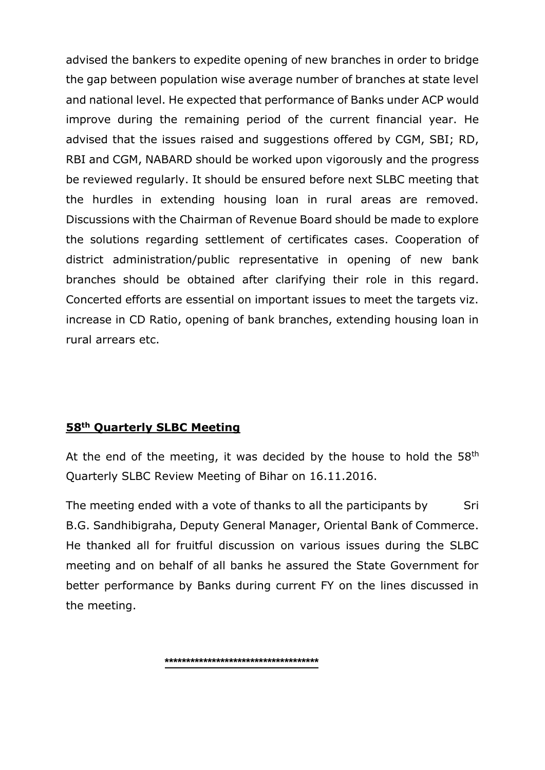advised the bankers to expedite opening of new branches in order to bridge the gap between population wise average number of branches at state level and national level. He expected that performance of Banks under ACP would improve during the remaining period of the current financial year. He advised that the issues raised and suggestions offered by CGM, SBI; RD, RBI and CGM, NABARD should be worked upon vigorously and the progress be reviewed regularly. It should be ensured before next SLBC meeting that the hurdles in extending housing loan in rural areas are removed. Discussions with the Chairman of Revenue Board should be made to explore the solutions regarding settlement of certificates cases. Cooperation of district administration/public representative in opening of new bank branches should be obtained after clarifying their role in this regard. Concerted efforts are essential on important issues to meet the targets viz. increase in CD Ratio, opening of bank branches, extending housing loan in rural arrears etc.

## 58th Quarterly SLBC Meeting

At the end of the meeting, it was decided by the house to hold the 58th Quarterly SLBC Review Meeting of Bihar on 16.11.2016.

The meeting ended with a vote of thanks to all the participants by Sri B.G. Sandhibigraha, Deputy General Manager, Oriental Bank of Commerce. He thanked all for fruitful discussion on various issues during the SLBC meeting and on behalf of all banks he assured the State Government for better performance by Banks during current FY on the lines discussed in the meeting.

************************************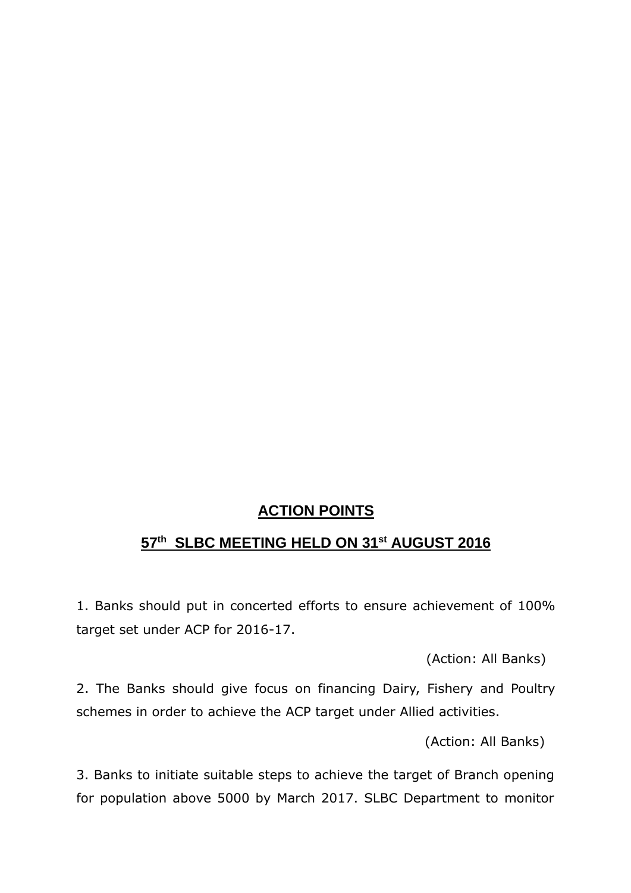## ACTION POINTS

## 57th SLBC MEETING HELD ON 31st AUGUST 2016

1. Banks should put in concerted efforts to ensure achievement of 100% target set under ACP for 2016-17.

(Action: All Banks)

2. The Banks should give focus on financing Dairy, Fishery and Poultry schemes in order to achieve the ACP target under Allied activities.

(Action: All Banks)

3. Banks to initiate suitable steps to achieve the target of Branch opening for population above 5000 by March 2017. SLBC Department to monitor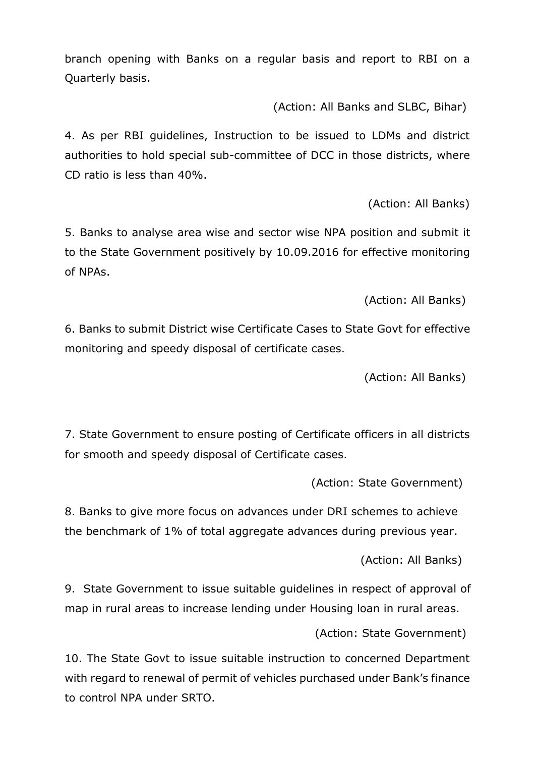branch opening with Banks on a regular basis and report to RBI on a Quarterly basis.

(Action: All Banks and SLBC, Bihar)

4. As per RBI guidelines, Instruction to be issued to LDMs and district authorities to hold special sub-committee of DCC in those districts, where CD ratio is less than 40%.

(Action: All Banks)

5. Banks to analyse area wise and sector wise NPA position and submit it to the State Government positively by 10.09.2016 for effective monitoring of NPAs.

(Action: All Banks)

6. Banks to submit District wise Certificate Cases to State Govt for effective monitoring and speedy disposal of certificate cases.

(Action: All Banks)

7. State Government to ensure posting of Certificate officers in all districts for smooth and speedy disposal of Certificate cases.

(Action: State Government)

8. Banks to give more focus on advances under DRI schemes to achieve the benchmark of 1% of total aggregate advances during previous year.

(Action: All Banks)

9. State Government to issue suitable guidelines in respect of approval of map in rural areas to increase lending under Housing loan in rural areas.

(Action: State Government)

10. The State Govt to issue suitable instruction to concerned Department with regard to renewal of permit of vehicles purchased under Bank's finance to control NPA under SRTO.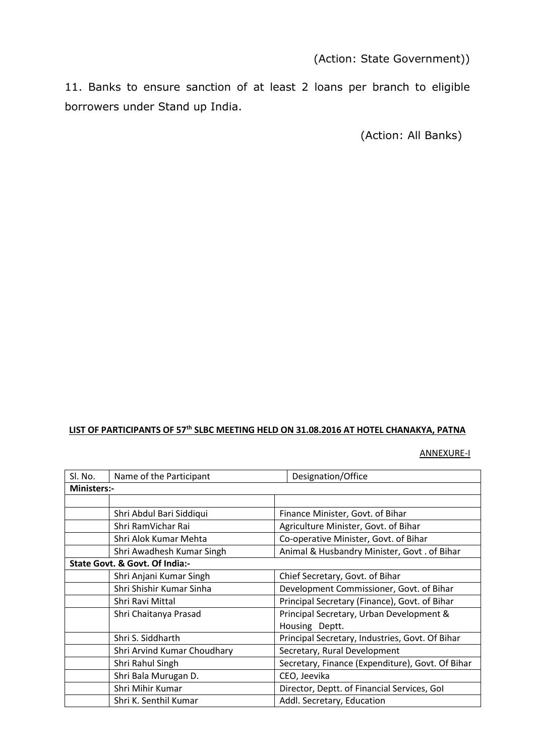(Action: State Government))

11. Banks to ensure sanction of at least 2 loans per branch to eligible borrowers under Stand up India.

(Action: All Banks)

**LIST OF PARTICIPANTS OF 57th SLBC MEETING HELD ON 31.08.2016 AT HOTEL CHANAKYA, PATNA**

ANNEXURE-I

| Sl. No. | Name of the Participant | Designation/Office |
|---|---|---|
| **Ministers:-** | | |
| | | |
| | Shri Abdul Bari Siddiqui | Finance Minister, Govt. of Bihar |
| | Shri RamVichar Rai | Agriculture Minister, Govt. of Bihar |
| | Shri Alok Kumar Mehta | Co-operative Minister, Govt. of Bihar |
| | Shri Awadhesh Kumar Singh | Animal & Husbandry Minister, Govt . of Bihar |
| **State Govt. & Govt. Of India:-** | | |
| | Shri Anjani Kumar Singh | Chief Secretary, Govt. of Bihar |
| | Shri Shishir Kumar Sinha | Development Commissioner, Govt. of Bihar |
| | Shri Ravi Mittal | Principal Secretary (Finance), Govt. of Bihar |
| | Shri Chaitanya Prasad | Principal Secretary, Urban Development & Housing Deptt. |
| | Shri S. Siddharth | Principal Secretary, Industries, Govt. Of Bihar |
| | Shri Arvind Kumar Choudhary | Secretary, Rural Development |
| | Shri Rahul Singh | Secretary, Finance (Expenditure), Govt. Of Bihar |
| | Shri Bala Murugan D. | CEO, Jeevika |
| | Shri Mihir Kumar | Director, Deptt. of Financial Services, GoI |
| | Shri K. Senthil Kumar | Addl. Secretary, Education |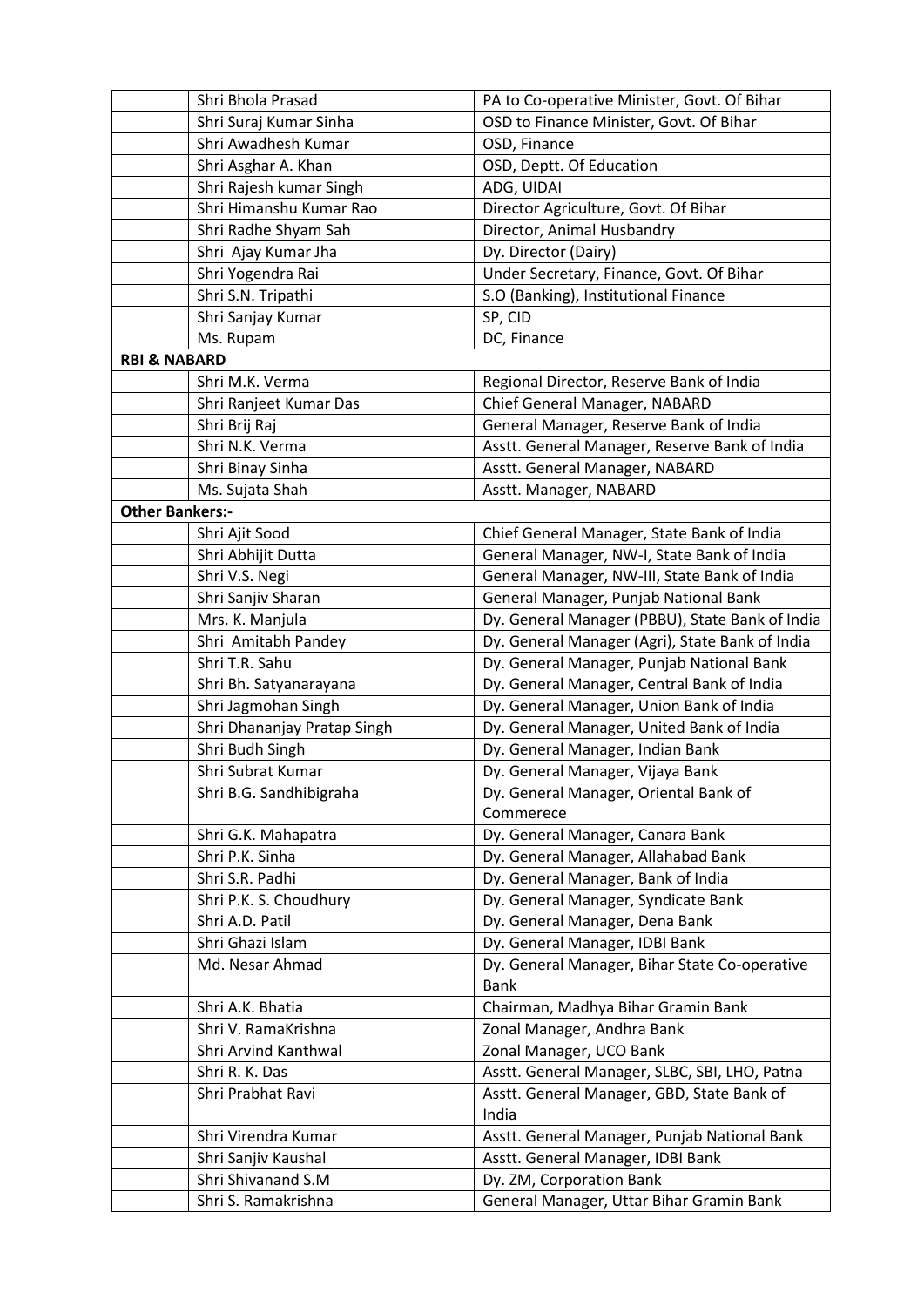| | | |
|---|---|---|
| | Shri Bhola Prasad | PA to Co-operative Minister, Govt. Of Bihar |
| | Shri Suraj Kumar Sinha | OSD to Finance Minister, Govt. Of Bihar |
| | Shri Awadhesh Kumar | OSD, Finance |
| | Shri Asghar A. Khan | OSD, Deptt. Of Education |
| | Shri Rajesh kumar Singh | ADG, UIDAI |
| | Shri Himanshu Kumar Rao | Director Agriculture, Govt. Of Bihar |
| | Shri Radhe Shyam Sah | Director, Animal Husbandry |
| | Shri Ajay Kumar Jha | Dy. Director (Dairy) |
| | Shri Yogendra Rai | Under Secretary, Finance, Govt. Of Bihar |
| | Shri S.N. Tripathi | S.O (Banking), Institutional Finance |
| | Shri Sanjay Kumar | SP, CID |
| | Ms. Rupam | DC, Finance |
| **RBI & NABARD** | | |
| | Shri M.K. Verma | Regional Director, Reserve Bank of India |
| | Shri Ranjeet Kumar Das | Chief General Manager, NABARD |
| | Shri Brij Raj | General Manager, Reserve Bank of India |
| | Shri N.K. Verma | Asstt. General Manager, Reserve Bank of India |
| | Shri Binay Sinha | Asstt. General Manager, NABARD |
| | Ms. Sujata Shah | Asstt. Manager, NABARD |
| **Other Bankers:-** | | |
| | Shri Ajit Sood | Chief General Manager, State Bank of India |
| | Shri Abhijit Dutta | General Manager, NW-I, State Bank of India |
| | Shri V.S. Negi | General Manager, NW-III, State Bank of India |
| | Shri Sanjiv Sharan | General Manager, Punjab National Bank |
| | Mrs. K. Manjula | Dy. General Manager (PBBU), State Bank of India |
| | Shri Amitabh Pandey | Dy. General Manager (Agri), State Bank of India |
| | Shri T.R. Sahu | Dy. General Manager, Punjab National Bank |
| | Shri Bh. Satyanarayana | Dy. General Manager, Central Bank of India |
| | Shri Jagmohan Singh | Dy. General Manager, Union Bank of India |
| | Shri Dhananjay Pratap Singh | Dy. General Manager, United Bank of India |
| | Shri Budh Singh | Dy. General Manager, Indian Bank |
| | Shri Subrat Kumar | Dy. General Manager, Vijaya Bank |
| | Shri B.G. Sandhibigraha | Dy. General Manager, Oriental Bank of Commerece |
| | Shri G.K. Mahapatra | Dy. General Manager, Canara Bank |
| | Shri P.K. Sinha | Dy. General Manager, Allahabad Bank |
| | Shri S.R. Padhi | Dy. General Manager, Bank of India |
| | Shri P.K. S. Choudhury | Dy. General Manager, Syndicate Bank |
| | Shri A.D. Patil | Dy. General Manager, Dena Bank |
| | Shri Ghazi Islam | Dy. General Manager, IDBI Bank |
| | Md. Nesar Ahmad | Dy. General Manager, Bihar State Co-operative Bank |
| | Shri A.K. Bhatia | Chairman, Madhya Bihar Gramin Bank |
| | Shri V. RamaKrishna | Zonal Manager, Andhra Bank |
| | Shri Arvind Kanthwal | Zonal Manager, UCO Bank |
| | Shri R. K. Das | Asstt. General Manager, SLBC, SBI, LHO, Patna |
| | Shri Prabhat Ravi | Asstt. General Manager, GBD, State Bank of India |
| | Shri Virendra Kumar | Asstt. General Manager, Punjab National Bank |
| | Shri Sanjiv Kaushal | Asstt. General Manager, IDBI Bank |
| | Shri Shivanand S.M | Dy. ZM, Corporation Bank |
| | Shri S. Ramakrishna | General Manager, Uttar Bihar Gramin Bank |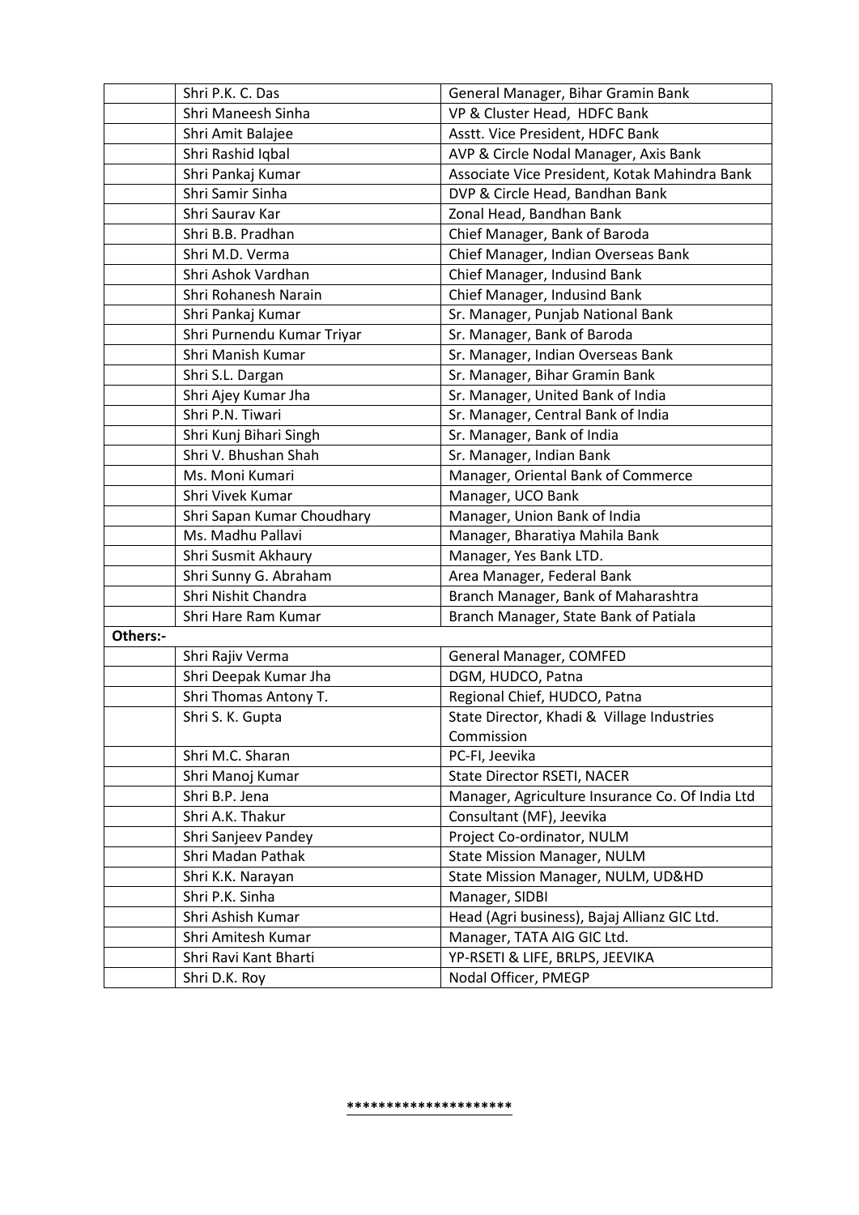| | | |
|---|---|---|
| | Shri P.K. C. Das | General Manager, Bihar Gramin Bank |
| | Shri Maneesh Sinha | VP & Cluster Head, HDFC Bank |
| | Shri Amit Balajee | Asstt. Vice President, HDFC Bank |
| | Shri Rashid Iqbal | AVP & Circle Nodal Manager, Axis Bank |
| | Shri Pankaj Kumar | Associate Vice President, Kotak Mahindra Bank |
| | Shri Samir Sinha | DVP & Circle Head, Bandhan Bank |
| | Shri Saurav Kar | Zonal Head, Bandhan Bank |
| | Shri B.B. Pradhan | Chief Manager, Bank of Baroda |
| | Shri M.D. Verma | Chief Manager, Indian Overseas Bank |
| | Shri Ashok Vardhan | Chief Manager, Indusind Bank |
| | Shri Rohanesh Narain | Chief Manager, Indusind Bank |
| | Shri Pankaj Kumar | Sr. Manager, Punjab National Bank |
| | Shri Purnendu Kumar Triyar | Sr. Manager, Bank of Baroda |
| | Shri Manish Kumar | Sr. Manager, Indian Overseas Bank |
| | Shri S.L. Dargan | Sr. Manager, Bihar Gramin Bank |
| | Shri Ajey Kumar Jha | Sr. Manager, United Bank of India |
| | Shri P.N. Tiwari | Sr. Manager, Central Bank of India |
| | Shri Kunj Bihari Singh | Sr. Manager, Bank of India |
| | Shri V. Bhushan Shah | Sr. Manager, Indian Bank |
| | Ms. Moni Kumari | Manager, Oriental Bank of Commerce |
| | Shri Vivek Kumar | Manager, UCO Bank |
| | Shri Sapan Kumar Choudhary | Manager, Union Bank of India |
| | Ms. Madhu Pallavi | Manager, Bharatiya Mahila Bank |
| | Shri Susmit Akhaury | Manager, Yes Bank LTD. |
| | Shri Sunny G. Abraham | Area Manager, Federal Bank |
| | Shri Nishit Chandra | Branch Manager, Bank of Maharashtra |
| | Shri Hare Ram Kumar | Branch Manager, State Bank of Patiala |
| **Others:-** | | |
| | Shri Rajiv Verma | General Manager, COMFED |
| | Shri Deepak Kumar Jha | DGM, HUDCO, Patna |
| | Shri Thomas Antony T. | Regional Chief, HUDCO, Patna |
| | Shri S. K. Gupta | State Director, Khadi & Village Industries Commission |
| | Shri M.C. Sharan | PC-FI, Jeevika |
| | Shri Manoj Kumar | State Director RSETI, NACER |
| | Shri B.P. Jena | Manager, Agriculture Insurance Co. Of India Ltd |
| | Shri A.K. Thakur | Consultant (MF), Jeevika |
| | Shri Sanjeev Pandey | Project Co-ordinator, NULM |
| | Shri Madan Pathak | State Mission Manager, NULM |
| | Shri K.K. Narayan | State Mission Manager, NULM, UD&HD |
| | Shri P.K. Sinha | Manager, SIDBI |
| | Shri Ashish Kumar | Head (Agri business), Bajaj Allianz GIC Ltd. |
| | Shri Amitesh Kumar | Manager, TATA AIG GIC Ltd. |
| | Shri Ravi Kant Bharti | YP-RSETI & LIFE, BRLPS, JEEVIKA |
| | Shri D.K. Roy | Nodal Officer, PMEGP |

**********************